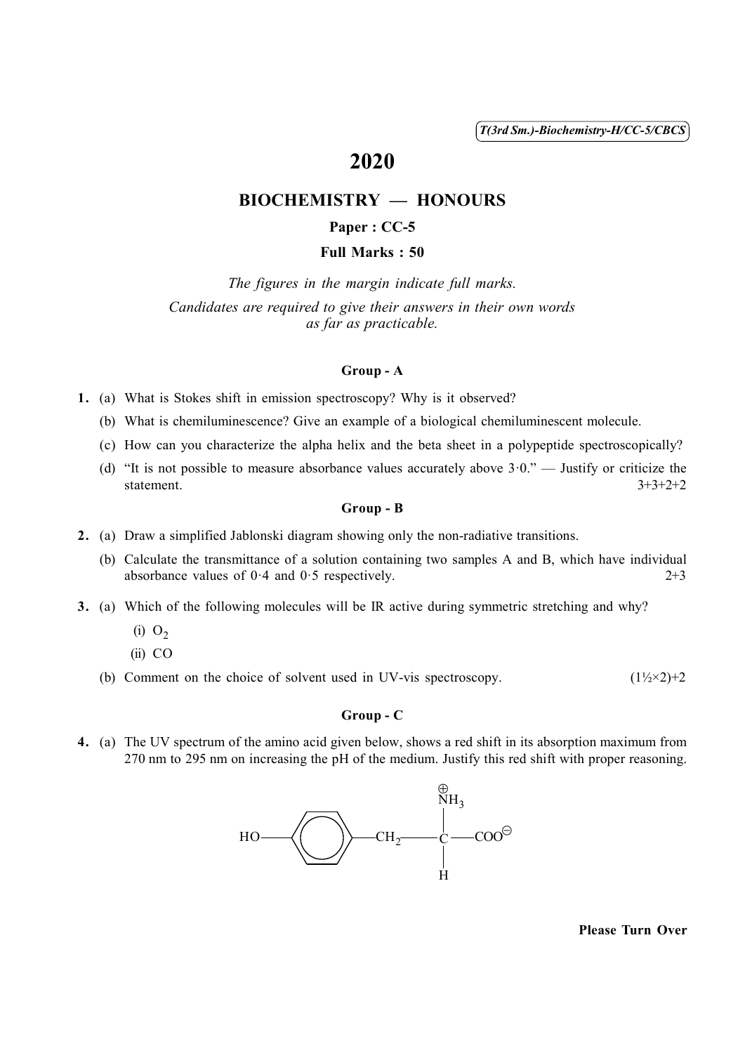# 2020

## BIOCHEMISTRY — HONOURS

### Paper : CC-5

### Full Marks : 50

*The figures in the margin indicate full marks.*

*Candidates are required to give their answers in their own words as far as practicable.*

#### Group - A

1. (a) What is Stokes shift in emission spectroscopy? Why is it observed?

   (b) What is chemiluminescence? Give an example of a biological chemiluminescent molecule.

   (c) How can you characterize the alpha helix and the beta sheet in a polypeptide spectroscopically?

   (d) "It is not possible to measure absorbance values accurately above 3·0." — Justify or criticize the statement. 3+3+2+2

#### Group - B

2. (a) Draw a simplified Jablonski diagram showing only the non-radiative transitions.

   (b) Calculate the transmittance of a solution containing two samples A and B, which have individual absorbance values of 0·4 and 0·5 respectively. 2+3

3. (a) Which of the following molecules will be IR active during symmetric stretching and why?

   (i) $O_2$

   (ii) CO

   (b) Comment on the choice of solvent used in UV-vis spectroscopy. (1½×2)+2

#### Group - C

4. (a) The UV spectrum of the amino acid given below, shows a red shift in its absorption maximum from 270 nm to 295 nm on increasing the pH of the medium. Justify this red shift with proper reasoning.

$$\text{HO}-\text{C}_6\text{H}_4-\text{CH}_2-\text{CH}(\overset{\oplus}{\text{N}}\text{H}_3)-\text{COO}^{\ominus}$$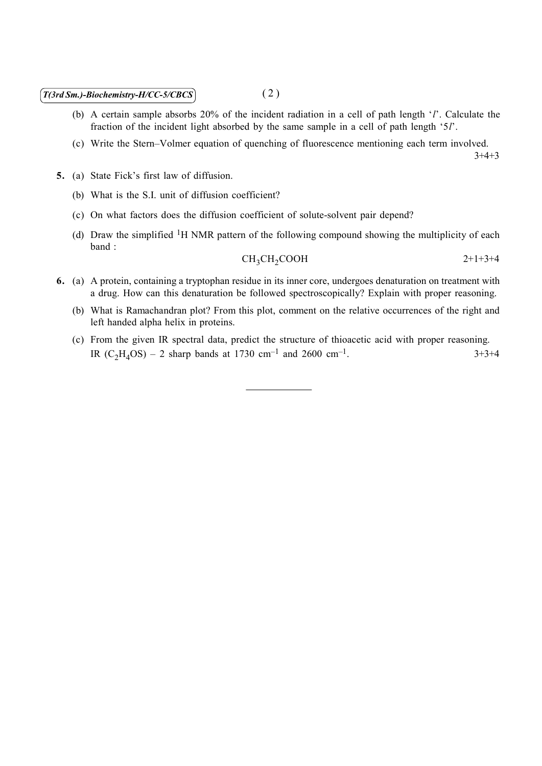(b) A certain sample absorbs 20% of the incident radiation in a cell of path length '$l$'. Calculate the fraction of the incident light absorbed by the same sample in a cell of path length '$5l$'.

(c) Write the Stern–Volmer equation of quenching of fluorescence mentioning each term involved.

3+4+3

**5.** (a) State Fick's first law of diffusion.

(b) What is the S.I. unit of diffusion coefficient?

(c) On what factors does the diffusion coefficient of solute-solvent pair depend?

(d) Draw the simplified $^{1}H$ NMR pattern of the following compound showing the multiplicity of each band :

$$CH_3CH_2COOH$$

2+1+3+4

**6.** (a) A protein, containing a tryptophan residue in its inner core, undergoes denaturation on treatment with a drug. How can this denaturation be followed spectroscopically? Explain with proper reasoning.

(b) What is Ramachandran plot? From this plot, comment on the relative occurrences of the right and left handed alpha helix in proteins.

(c) From the given IR spectral data, predict the structure of thioacetic acid with proper reasoning. IR ($C_2H_4OS$) – 2 sharp bands at 1730 $cm^{-1}$ and 2600 $cm^{-1}$.

3+3+4